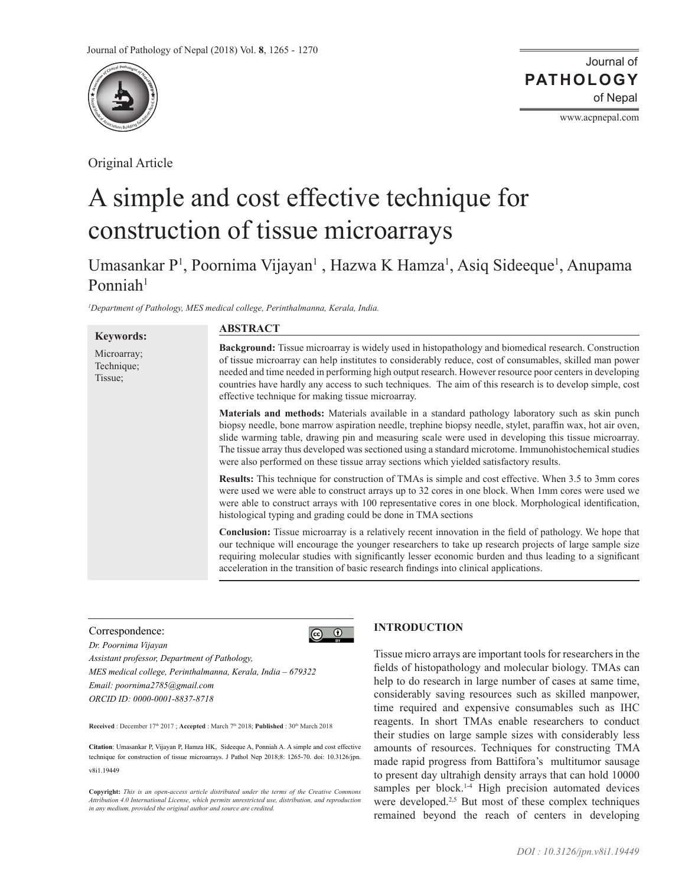Original Article

# A simple and cost effective technique for construction of tissue microarrays

Umasankar P[1], Poornima Vijayan[1] , Hazwa K Hamza[1], Asiq Sideeque[1], Anupama Ponniah[1]

*[1]Department of Pathology, MES medical college, Perinthalmanna, Kerala, India.*

**Keywords:**

Microarray; Technique; Tissue;

## ABSTRACT

**Background:** Tissue microarray is widely used in histopathology and biomedical research. Construction of tissue microarray can help to institutes to considerably reduce, cost of consumables, skilled man power needed and time needed in performing high output research. However resource poor centers in developing countries have hardly any access to such techniques. The aim of this research is to develop simple, cost effective technique for making tissue microarray.

**Materials and methods:** Materials available in a standard pathology laboratory such as skin punch biopsy needle, bone marrow aspiration needle, trephine biopsy needle, stylet, paraffin wax, hot air oven, slide warming table, drawing pin and measuring scale were used in developing this tissue microarray. The tissue array thus developed was sectioned using a standard microtome. Immunohistochemical studies were also performed on these tissue array sections which yielded satisfactory results.

**Results:** This technique for construction of TMAs is simple and cost effective. When 3.5 to 3mm cores were used we were able to construct arrays up to 32 cores in one block. When 1mm cores were used we were able to construct arrays with 100 representative cores in one block. Morphological identification, histological typing and grading could be done in TMA sections

**Conclusion:** Tissue microarray is a relatively recent innovation in the field of pathology. We hope that our technique will encourage the younger researchers to take up research projects of large sample size requiring molecular studies with significantly lesser economic burden and thus leading to a significant acceleration in the transition of basic research findings into clinical applications.

Correspondence:

*Dr. Poornima Vijayan*
*Assistant professor, Department of Pathology,*
*MES medical college, Perinthalmanna, Kerala, India – 679322*
*Email: poornima2785@gmail.com*
*ORCID ID: 0000-0001-8837-8718*

**Received** : December 17th 2017 ; **Accepted** : March 7th 2018; **Published** : 30th March 2018

**Citation**: Umasankar P, Vijayan P, Hamza HK, Sideeque A, Ponniah A. A simple and cost effective technique for construction of tissue microarrays. J Pathol Nep 2018;8: 1265-70. doi: 10.3126/jpn.v8i1.19449

**Copyright:** *This is an open-access article distributed under the terms of the Creative Commons Attribution 4.0 International License, which permits unrestricted use, distribution, and reproduction in any medium, provided the original author and source are credited.*

## INTRODUCTION

Tissue micro arrays are important tools for researchers in the fields of histopathology and molecular biology. TMAs can help to do research in large number of cases at same time, considerably saving resources such as skilled manpower, time required and expensive consumables such as IHC reagents. In short TMAs enable researchers to conduct their studies on large sample sizes with considerably less amounts of resources. Techniques for constructing TMA made rapid progress from Battifora's multitumor sausage to present day ultrahigh density arrays that can hold 10000 samples per block.[1-4] High precision automated devices were developed.[2,5] But most of these complex techniques remained beyond the reach of centers in developing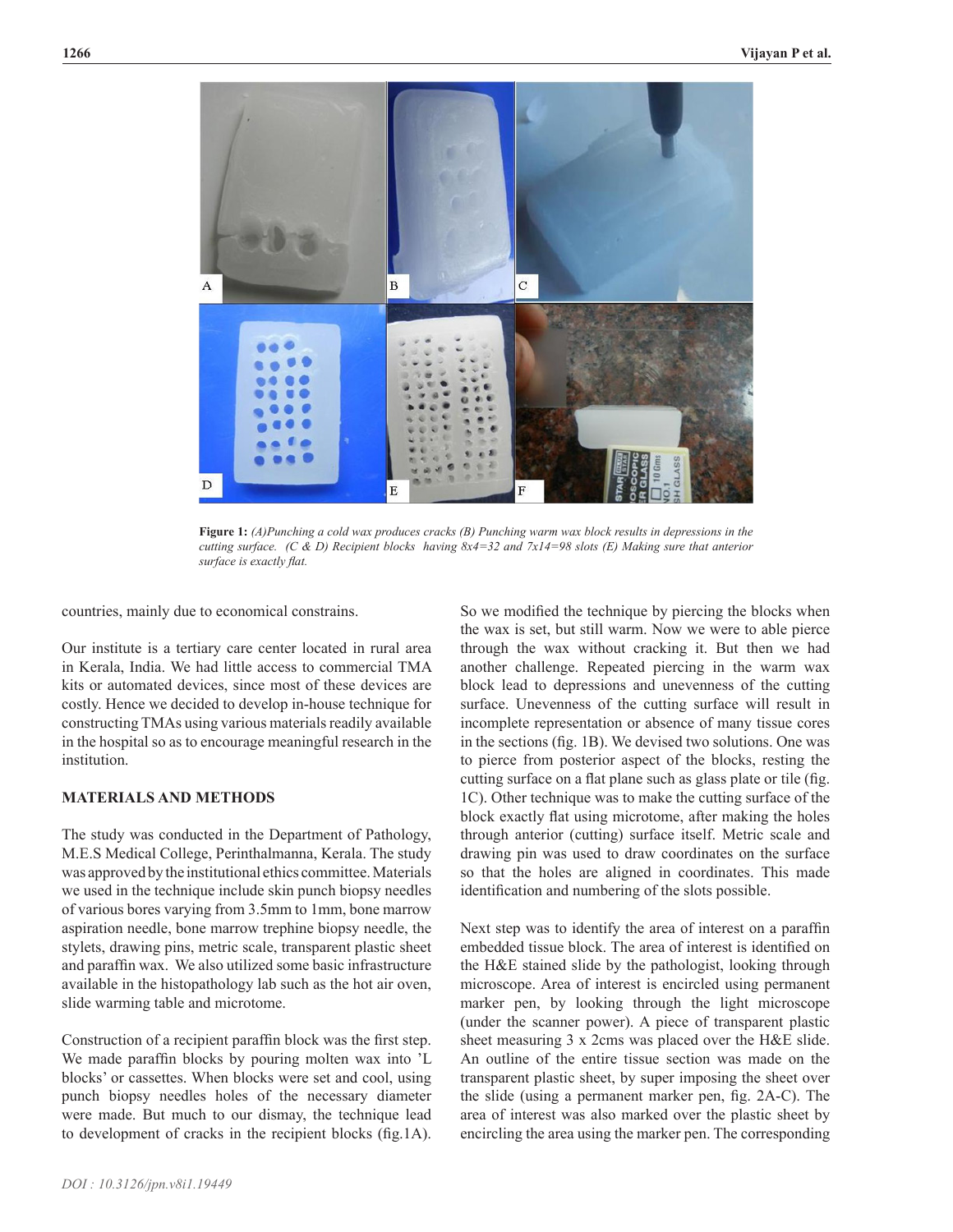**Figure 1:** *(A)Punching a cold wax produces cracks (B) Punching warm wax block results in depressions in the cutting surface. (C & D) Recipient blocks having 8x4=32 and 7x14=98 slots (E) Making sure that anterior surface is exactly flat.*

countries, mainly due to economical constrains.

Our institute is a tertiary care center located in rural area in Kerala, India. We had little access to commercial TMA kits or automated devices, since most of these devices are costly. Hence we decided to develop in-house technique for constructing TMAs using various materials readily available in the hospital so as to encourage meaningful research in the institution.

## MATERIALS AND METHODS

The study was conducted in the Department of Pathology, M.E.S Medical College, Perinthalmanna, Kerala. The study was approved by the institutional ethics committee. Materials we used in the technique include skin punch biopsy needles of various bores varying from 3.5mm to 1mm, bone marrow aspiration needle, bone marrow trephine biopsy needle, the stylets, drawing pins, metric scale, transparent plastic sheet and paraffin wax. We also utilized some basic infrastructure available in the histopathology lab such as the hot air oven, slide warming table and microtome.

Construction of a recipient paraffin block was the first step. We made paraffin blocks by pouring molten wax into 'L blocks' or cassettes. When blocks were set and cool, using punch biopsy needles holes of the necessary diameter were made. But much to our dismay, the technique lead to development of cracks in the recipient blocks (fig.1A). So we modified the technique by piercing the blocks when the wax is set, but still warm. Now we were to able pierce through the wax without cracking it. But then we had another challenge. Repeated piercing in the warm wax block lead to depressions and unevenness of the cutting surface. Unevenness of the cutting surface will result in incomplete representation or absence of many tissue cores in the sections (fig. 1B). We devised two solutions. One was to pierce from posterior aspect of the blocks, resting the cutting surface on a flat plane such as glass plate or tile (fig. 1C). Other technique was to make the cutting surface of the block exactly flat using microtome, after making the holes through anterior (cutting) surface itself. Metric scale and drawing pin was used to draw coordinates on the surface so that the holes are aligned in coordinates. This made identification and numbering of the slots possible.

Next step was to identify the area of interest on a paraffin embedded tissue block. The area of interest is identified on the H&E stained slide by the pathologist, looking through microscope. Area of interest is encircled using permanent marker pen, by looking through the light microscope (under the scanner power). A piece of transparent plastic sheet measuring 3 x 2cms was placed over the H&E slide. An outline of the entire tissue section was made on the transparent plastic sheet, by super imposing the sheet over the slide (using a permanent marker pen, fig. 2A-C). The area of interest was also marked over the plastic sheet by encircling the area using the marker pen. The corresponding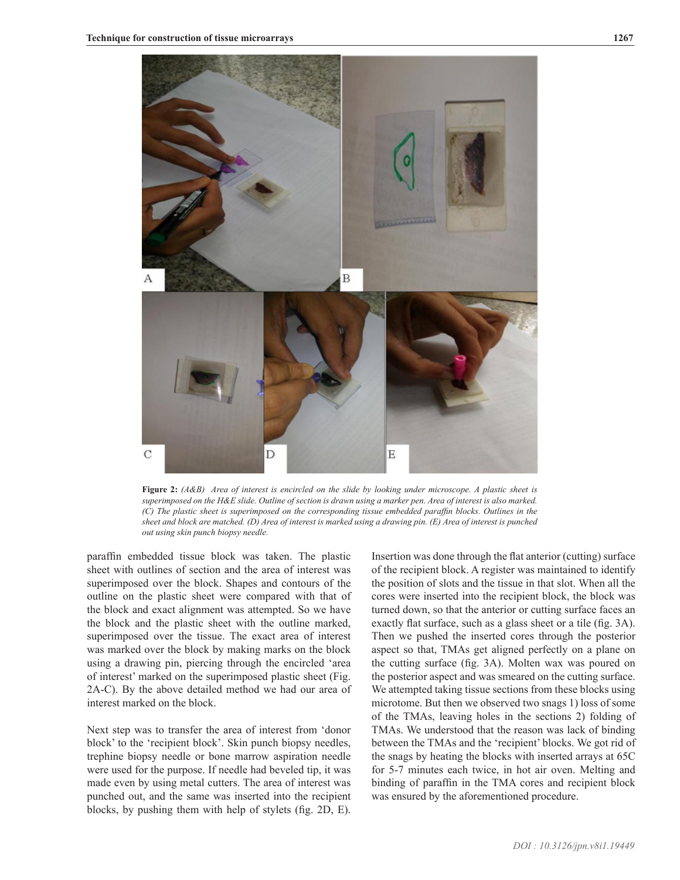**Figure 2:** *(A&B) Area of interest is encircled on the slide by looking under microscope. A plastic sheet is superimposed on the H&E slide. Outline of section is drawn using a marker pen. Area of interest is also marked. (C) The plastic sheet is superimposed on the corresponding tissue embedded paraffin blocks. Outlines in the sheet and block are matched. (D) Area of interest is marked using a drawing pin. (E) Area of interest is punched out using skin punch biopsy needle.*

paraffin embedded tissue block was taken. The plastic sheet with outlines of section and the area of interest was superimposed over the block. Shapes and contours of the outline on the plastic sheet were compared with that of the block and exact alignment was attempted. So we have the block and the plastic sheet with the outline marked, superimposed over the tissue. The exact area of interest was marked over the block by making marks on the block using a drawing pin, piercing through the encircled 'area of interest' marked on the superimposed plastic sheet (Fig. 2A-C). By the above detailed method we had our area of interest marked on the block.

Next step was to transfer the area of interest from 'donor block' to the 'recipient block'. Skin punch biopsy needles, trephine biopsy needle or bone marrow aspiration needle were used for the purpose. If needle had beveled tip, it was made even by using metal cutters. The area of interest was punched out, and the same was inserted into the recipient blocks, by pushing them with help of stylets (fig. 2D, E). Insertion was done through the flat anterior (cutting) surface of the recipient block. A register was maintained to identify the position of slots and the tissue in that slot. When all the cores were inserted into the recipient block, the block was turned down, so that the anterior or cutting surface faces an exactly flat surface, such as a glass sheet or a tile (fig. 3A). Then we pushed the inserted cores through the posterior aspect so that, TMAs get aligned perfectly on a plane on the cutting surface (fig. 3A). Molten wax was poured on the posterior aspect and was smeared on the cutting surface. We attempted taking tissue sections from these blocks using microtome. But then we observed two snags 1) loss of some of the TMAs, leaving holes in the sections 2) folding of TMAs. We understood that the reason was lack of binding between the TMAs and the 'recipient' blocks. We got rid of the snags by heating the blocks with inserted arrays at 65C for 5-7 minutes each twice, in hot air oven. Melting and binding of paraffin in the TMA cores and recipient block was ensured by the aforementioned procedure.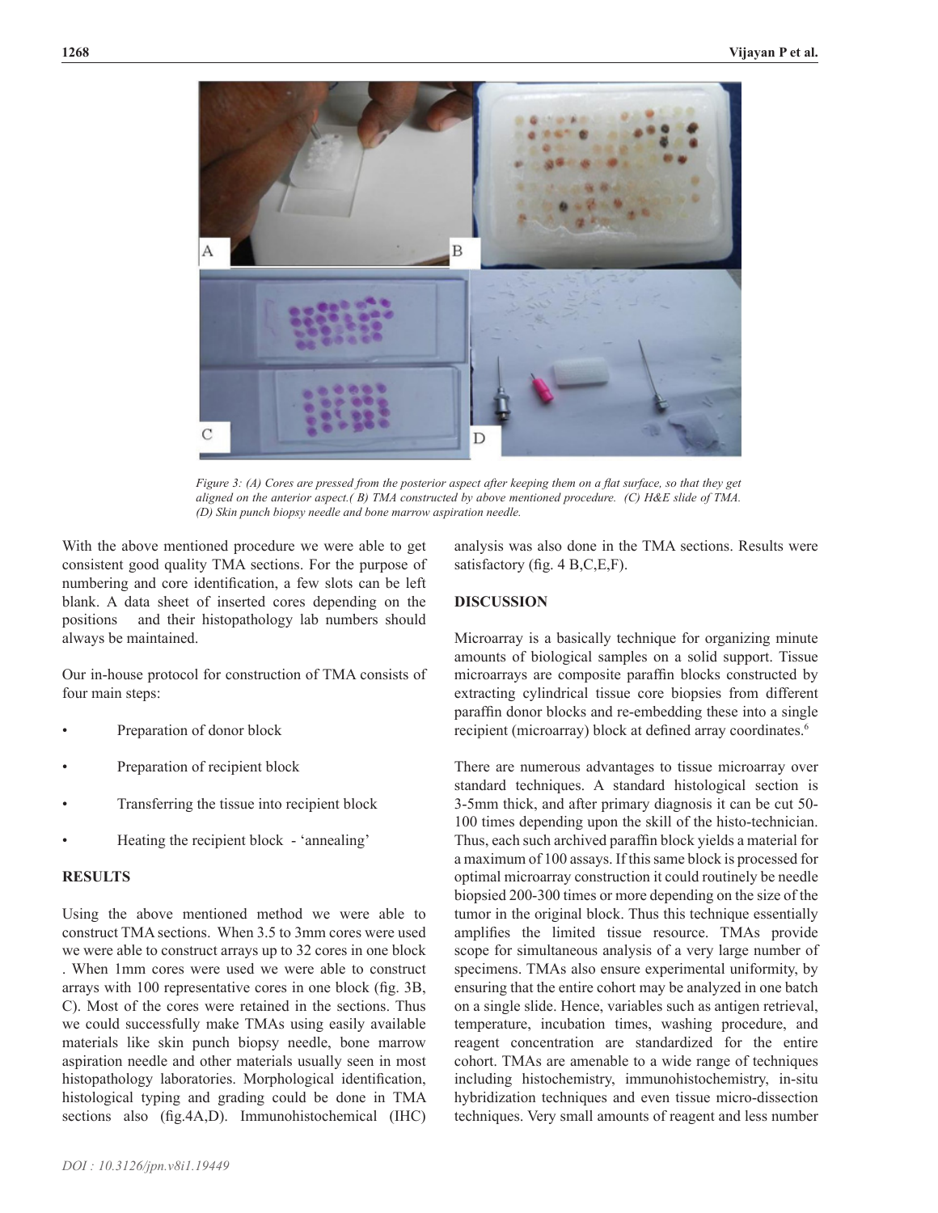*Figure 3: (A) Cores are pressed from the posterior aspect after keeping them on a flat surface, so that they get aligned on the anterior aspect.( B) TMA constructed by above mentioned procedure. (C) H&E slide of TMA. (D) Skin punch biopsy needle and bone marrow aspiration needle.*

With the above mentioned procedure we were able to get consistent good quality TMA sections. For the purpose of numbering and core identification, a few slots can be left blank. A data sheet of inserted cores depending on the positions and their histopathology lab numbers should always be maintained.

Our in-house protocol for construction of TMA consists of four main steps:

- Preparation of donor block
- Preparation of recipient block
- Transferring the tissue into recipient block
- Heating the recipient block - 'annealing'

## RESULTS

Using the above mentioned method we were able to construct TMA sections. When 3.5 to 3mm cores were used we were able to construct arrays up to 32 cores in one block . When 1mm cores were used we were able to construct arrays with 100 representative cores in one block (fig. 3B, C). Most of the cores were retained in the sections. Thus we could successfully make TMAs using easily available materials like skin punch biopsy needle, bone marrow aspiration needle and other materials usually seen in most histopathology laboratories. Morphological identification, histological typing and grading could be done in TMA sections also (fig.4A,D). Immunohistochemical (IHC) analysis was also done in the TMA sections. Results were satisfactory (fig. 4 B,C,E,F).

## DISCUSSION

Microarray is a basically technique for organizing minute amounts of biological samples on a solid support. Tissue microarrays are composite paraffin blocks constructed by extracting cylindrical tissue core biopsies from different paraffin donor blocks and re-embedding these into a single recipient (microarray) block at defined array coordinates.[6]

There are numerous advantages to tissue microarray over standard techniques. A standard histological section is 3-5mm thick, and after primary diagnosis it can be cut 50-100 times depending upon the skill of the histo-technician. Thus, each such archived paraffin block yields a material for a maximum of 100 assays. If this same block is processed for optimal microarray construction it could routinely be needle biopsied 200-300 times or more depending on the size of the tumor in the original block. Thus this technique essentially amplifies the limited tissue resource. TMAs provide scope for simultaneous analysis of a very large number of specimens. TMAs also ensure experimental uniformity, by ensuring that the entire cohort may be analyzed in one batch on a single slide. Hence, variables such as antigen retrieval, temperature, incubation times, washing procedure, and reagent concentration are standardized for the entire cohort. TMAs are amenable to a wide range of techniques including histochemistry, immunohistochemistry, in-situ hybridization techniques and even tissue micro-dissection techniques. Very small amounts of reagent and less number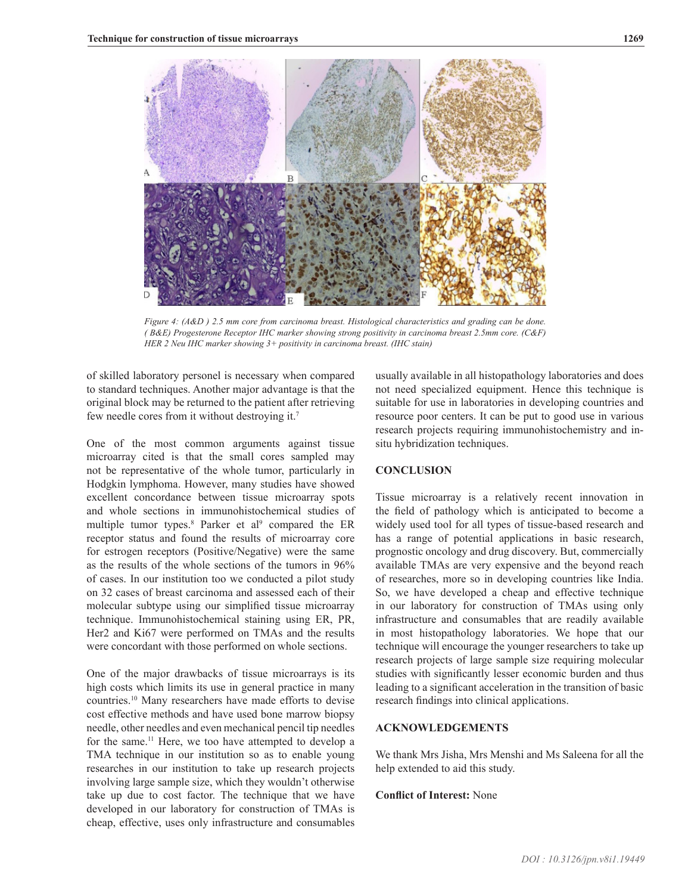*Figure 4: (A&D ) 2.5 mm core from carcinoma breast. Histological characteristics and grading can be done. ( B&E) Progesterone Receptor IHC marker showing strong positivity in carcinoma breast 2.5mm core. (C&F) HER 2 Neu IHC marker showing 3+ positivity in carcinoma breast. (IHC stain)*

of skilled laboratory personel is necessary when compared to standard techniques. Another major advantage is that the original block may be returned to the patient after retrieving few needle cores from it without destroying it.[7]

One of the most common arguments against tissue microarray cited is that the small cores sampled may not be representative of the whole tumor, particularly in Hodgkin lymphoma. However, many studies have showed excellent concordance between tissue microarray spots and whole sections in immunohistochemical studies of multiple tumor types.[8] Parker et al[9] compared the ER receptor status and found the results of microarray core for estrogen receptors (Positive/Negative) were the same as the results of the whole sections of the tumors in 96% of cases. In our institution too we conducted a pilot study on 32 cases of breast carcinoma and assessed each of their molecular subtype using our simplified tissue microarray technique. Immunohistochemical staining using ER, PR, Her2 and Ki67 were performed on TMAs and the results were concordant with those performed on whole sections.

One of the major drawbacks of tissue microarrays is its high costs which limits its use in general practice in many countries.[10] Many researchers have made efforts to devise cost effective methods and have used bone marrow biopsy needle, other needles and even mechanical pencil tip needles for the same.[11] Here, we too have attempted to develop a TMA technique in our institution so as to enable young researches in our institution to take up research projects involving large sample size, which they wouldn't otherwise take up due to cost factor. The technique that we have developed in our laboratory for construction of TMAs is cheap, effective, uses only infrastructure and consumables usually available in all histopathology laboratories and does not need specialized equipment. Hence this technique is suitable for use in laboratories in developing countries and resource poor centers. It can be put to good use in various research projects requiring immunohistochemistry and in-situ hybridization techniques.

## CONCLUSION

Tissue microarray is a relatively recent innovation in the field of pathology which is anticipated to become a widely used tool for all types of tissue-based research and has a range of potential applications in basic research, prognostic oncology and drug discovery. But, commercially available TMAs are very expensive and the beyond reach of researches, more so in developing countries like India. So, we have developed a cheap and effective technique in our laboratory for construction of TMAs using only infrastructure and consumables that are readily available in most histopathology laboratories. We hope that our technique will encourage the younger researchers to take up research projects of large sample size requiring molecular studies with significantly lesser economic burden and thus leading to a significant acceleration in the transition of basic research findings into clinical applications.

## ACKNOWLEDGEMENTS

We thank Mrs Jisha, Mrs Menshi and Ms Saleena for all the help extended to aid this study.

**Conflict of Interest:** None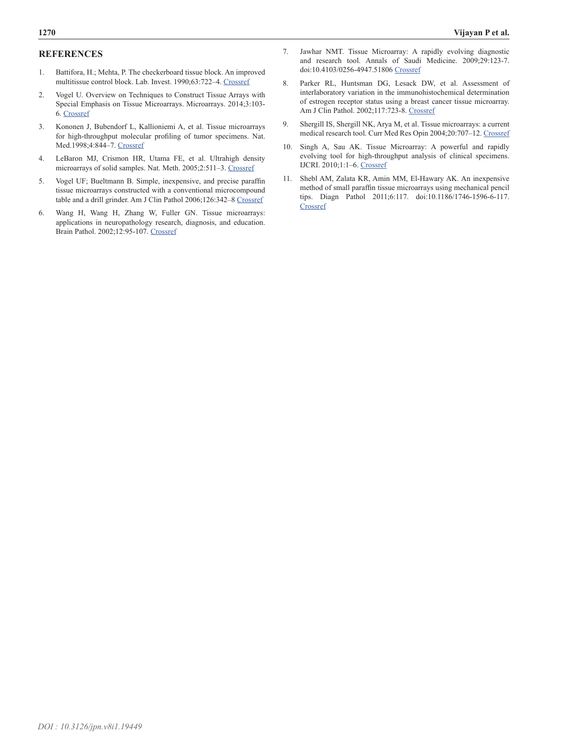## REFERENCES

1. Battifora, H.; Mehta, P. The checkerboard tissue block. An improved multitissue control block. Lab. Invest. 1990;63:722–4. Crossref
2. Vogel U. Overview on Techniques to Construct Tissue Arrays with Special Emphasis on Tissue Microarrays. Microarrays. 2014;3:103-6. Crossref
3. Kononen J, Bubendorf L, Kallioniemi A, et al. Tissue microarrays for high-throughput molecular profiling of tumor specimens. Nat. Med.1998;4:844–7. Crossref
4. LeBaron MJ, Crismon HR, Utama FE, et al. Ultrahigh density microarrays of solid samples. Nat. Meth. 2005;2:511–3. Crossref
5. Vogel UF; Bueltmann B. Simple, inexpensive, and precise paraffin tissue microarrays constructed with a conventional microcompound table and a drill grinder. Am J Clin Pathol 2006;126:342–8 Crossref
6. Wang H, Wang H, Zhang W, Fuller GN. Tissue microarrays: applications in neuropathology research, diagnosis, and education. Brain Pathol. 2002;12:95-107. Crossref
7. Jawhar NMT. Tissue Microarray: A rapidly evolving diagnostic and research tool. Annals of Saudi Medicine. 2009;29:123-7. doi:10.4103/0256-4947.51806 Crossref
8. Parker RL, Huntsman DG, Lesack DW, et al. Assessment of interlaboratory variation in the immunohistochemical determination of estrogen receptor status using a breast cancer tissue microarray. Am J Clin Pathol. 2002;117:723-8. Crossref
9. Shergill IS, Shergill NK, Arya M, et al. Tissue microarrays: a current medical research tool. Curr Med Res Opin 2004;20:707–12. Crossref
10. Singh A, Sau AK. Tissue Microarray: A powerful and rapidly evolving tool for high-throughput analysis of clinical specimens. IJCRI. 2010;1:1–6. Crossref
11. Shebl AM, Zalata KR, Amin MM, El-Hawary AK. An inexpensive method of small paraffin tissue microarrays using mechanical pencil tips. Diagn Pathol 2011;6:117. doi:10.1186/1746-1596-6-117. Crossref